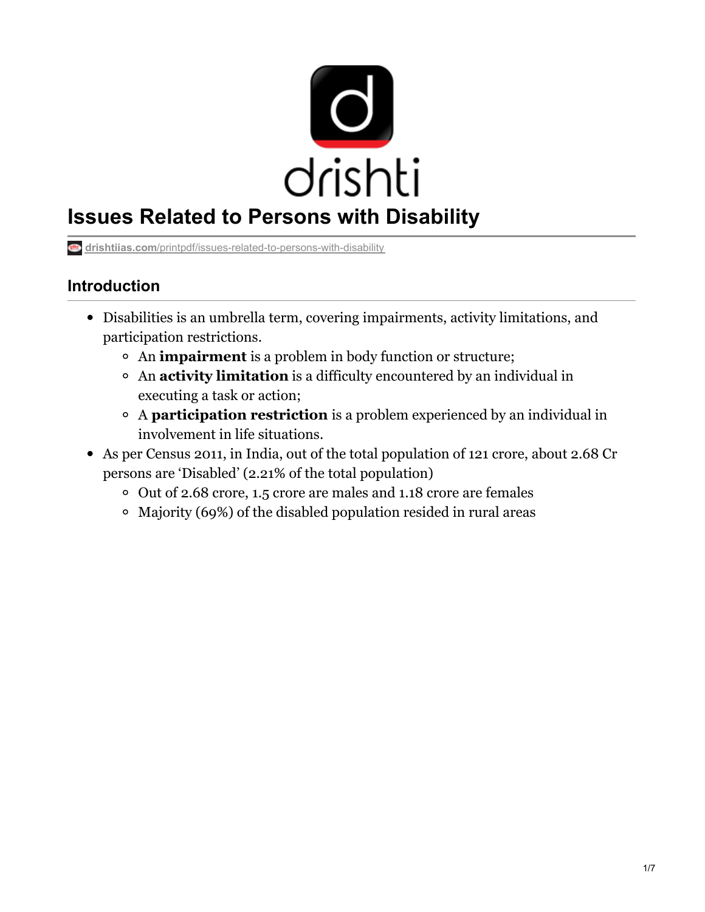# Issues Related to Persons with Disability

drishtiias.com/printpdf/issues-related-to-persons-with-disability

## Introduction

- Disabilities is an umbrella term, covering impairments, activity limitations, and participation restrictions.
  - An **impairment** is a problem in body function or structure;
  - An **activity limitation** is a difficulty encountered by an individual in executing a task or action;
  - A **participation restriction** is a problem experienced by an individual in involvement in life situations.
- As per Census 2011, in India, out of the total population of 121 crore, about 2.68 Cr persons are 'Disabled' (2.21% of the total population)
  - Out of 2.68 crore, 1.5 crore are males and 1.18 crore are females
  - Majority (69%) of the disabled population resided in rural areas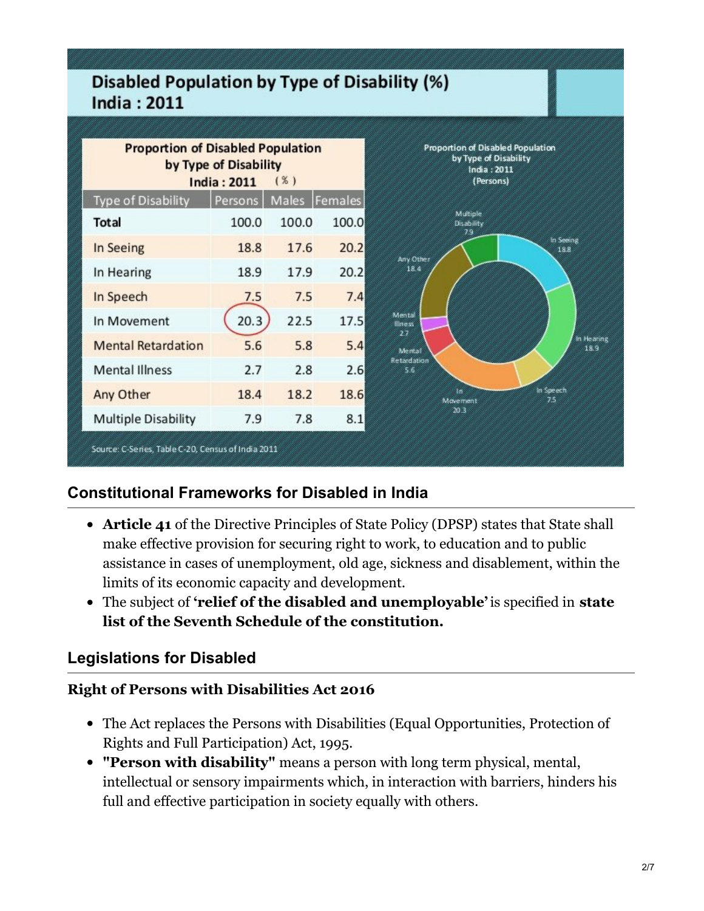## Disabled Population by Type of Disability (%) India : 2011

**Proportion of Disabled Population by Type of Disability India : 2011 (%)**

| Type of Disability | Persons | Males | Females |
|---|---|---|---|
| **Total** | 100.0 | 100.0 | 100.0 |
| In Seeing | 18.8 | 17.6 | 20.2 |
| In Hearing | 18.9 | 17.9 | 20.2 |
| In Speech | 7.5 | 7.5 | 7.4 |
| In Movement | 20.3 | 22.5 | 17.5 |
| Mental Retardation | 5.6 | 5.8 | 5.4 |
| Mental Illness | 2.7 | 2.8 | 2.6 |
| Any Other | 18.4 | 18.2 | 18.6 |
| Multiple Disability | 7.9 | 7.8 | 8.1 |

Proportion of Disabled Population by Type of Disability India : 2011 (Persons)

Multiple Disability 7.9; In Seeing 18.8; In Hearing 18.9; In Speech 7.5; In Movement 20.3; Mental Retardation 5.6; Mental Illness 2.7; Any Other 18.4

Source: C-Series, Table C-20, Census of India 2011

## Constitutional Frameworks for Disabled in India

- **Article 41** of the Directive Principles of State Policy (DPSP) states that State shall make effective provision for securing right to work, to education and to public assistance in cases of unemployment, old age, sickness and disablement, within the limits of its economic capacity and development.
- The subject of **'relief of the disabled and unemployable'** is specified in **state list of the Seventh Schedule of the constitution.**

## Legislations for Disabled

### Right of Persons with Disabilities Act 2016

- The Act replaces the Persons with Disabilities (Equal Opportunities, Protection of Rights and Full Participation) Act, 1995.
- **"Person with disability"** means a person with long term physical, mental, intellectual or sensory impairments which, in interaction with barriers, hinders his full and effective participation in society equally with others.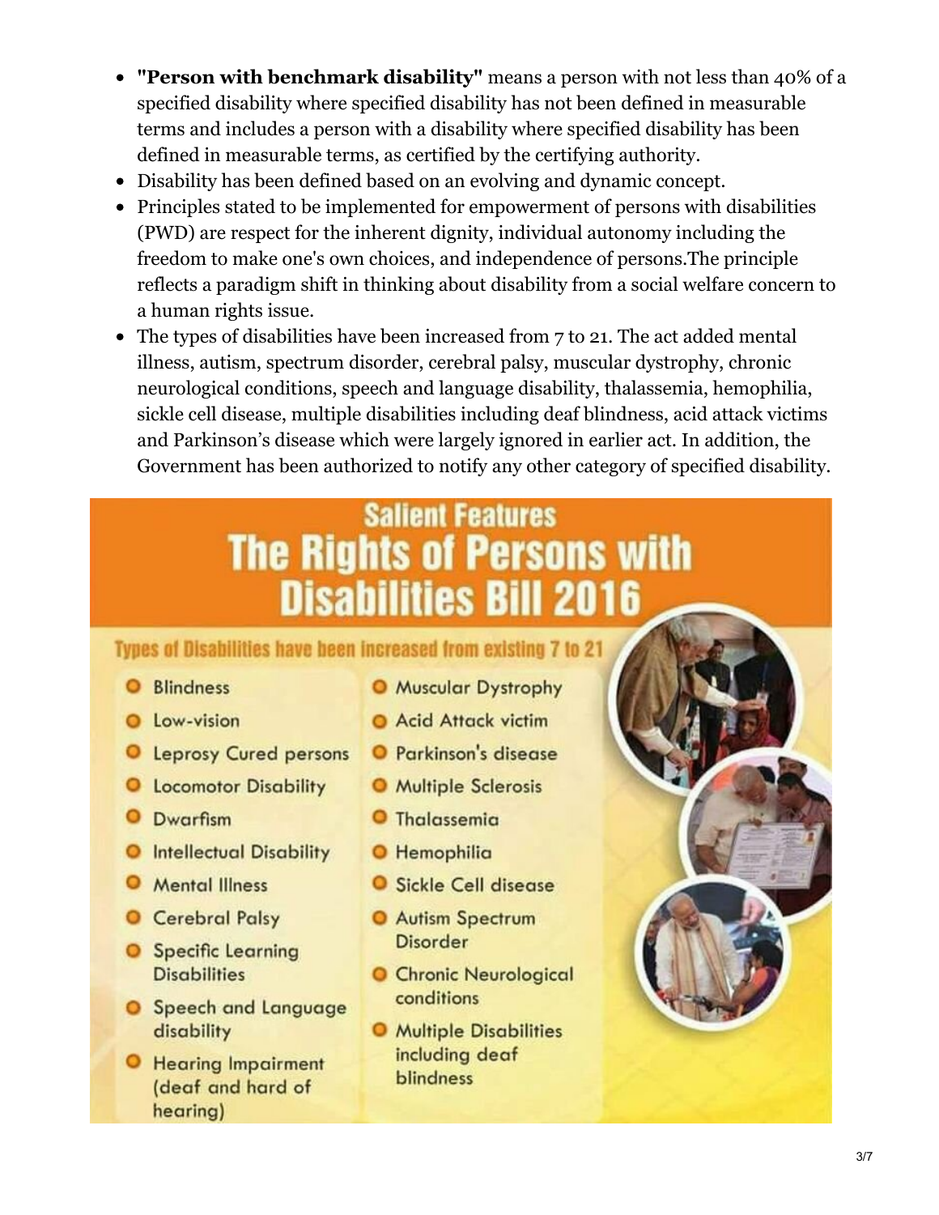- **"Person with benchmark disability"** means a person with not less than 40% of a specified disability where specified disability has not been defined in measurable terms and includes a person with a disability where specified disability has been defined in measurable terms, as certified by the certifying authority.
- Disability has been defined based on an evolving and dynamic concept.
- Principles stated to be implemented for empowerment of persons with disabilities (PWD) are respect for the inherent dignity, individual autonomy including the freedom to make one's own choices, and independence of persons.The principle reflects a paradigm shift in thinking about disability from a social welfare concern to a human rights issue.
- The types of disabilities have been increased from 7 to 21. The act added mental illness, autism, spectrum disorder, cerebral palsy, muscular dystrophy, chronic neurological conditions, speech and language disability, thalassemia, hemophilia, sickle cell disease, multiple disabilities including deaf blindness, acid attack victims and Parkinson's disease which were largely ignored in earlier act. In addition, the Government has been authorized to notify any other category of specified disability.

## Salient Features
## The Rights of Persons with Disabilities Bill 2016

**Types of Disabilities have been increased from existing 7 to 21**

- Blindness
- Low-vision
- Leprosy Cured persons
- Locomotor Disability
- Dwarfism
- Intellectual Disability
- Mental Illness
- Cerebral Palsy
- Specific Learning Disabilities
- Speech and Language disability
- Hearing Impairment (deaf and hard of hearing)
- Muscular Dystrophy
- Acid Attack victim
- Parkinson's disease
- Multiple Sclerosis
- Thalassemia
- Hemophilia
- Sickle Cell disease
- Autism Spectrum Disorder
- Chronic Neurological conditions
- Multiple Disabilities including deaf blindness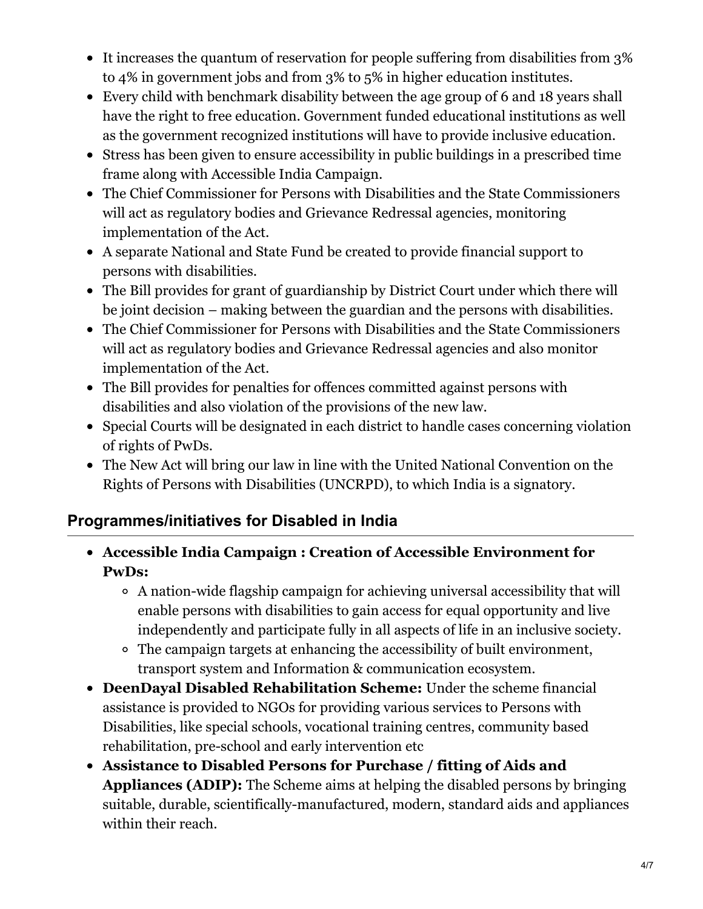- It increases the quantum of reservation for people suffering from disabilities from 3% to 4% in government jobs and from 3% to 5% in higher education institutes.
- Every child with benchmark disability between the age group of 6 and 18 years shall have the right to free education. Government funded educational institutions as well as the government recognized institutions will have to provide inclusive education.
- Stress has been given to ensure accessibility in public buildings in a prescribed time frame along with Accessible India Campaign.
- The Chief Commissioner for Persons with Disabilities and the State Commissioners will act as regulatory bodies and Grievance Redressal agencies, monitoring implementation of the Act.
- A separate National and State Fund be created to provide financial support to persons with disabilities.
- The Bill provides for grant of guardianship by District Court under which there will be joint decision – making between the guardian and the persons with disabilities.
- The Chief Commissioner for Persons with Disabilities and the State Commissioners will act as regulatory bodies and Grievance Redressal agencies and also monitor implementation of the Act.
- The Bill provides for penalties for offences committed against persons with disabilities and also violation of the provisions of the new law.
- Special Courts will be designated in each district to handle cases concerning violation of rights of PwDs.
- The New Act will bring our law in line with the United National Convention on the Rights of Persons with Disabilities (UNCRPD), to which India is a signatory.

## Programmes/initiatives for Disabled in India

- **Accessible India Campaign : Creation of Accessible Environment for PwDs:**
  - A nation-wide flagship campaign for achieving universal accessibility that will enable persons with disabilities to gain access for equal opportunity and live independently and participate fully in all aspects of life in an inclusive society.
  - The campaign targets at enhancing the accessibility of built environment, transport system and Information & communication ecosystem.
- **DeenDayal Disabled Rehabilitation Scheme:** Under the scheme financial assistance is provided to NGOs for providing various services to Persons with Disabilities, like special schools, vocational training centres, community based rehabilitation, pre-school and early intervention etc
- **Assistance to Disabled Persons for Purchase / fitting of Aids and Appliances (ADIP):** The Scheme aims at helping the disabled persons by bringing suitable, durable, scientifically-manufactured, modern, standard aids and appliances within their reach.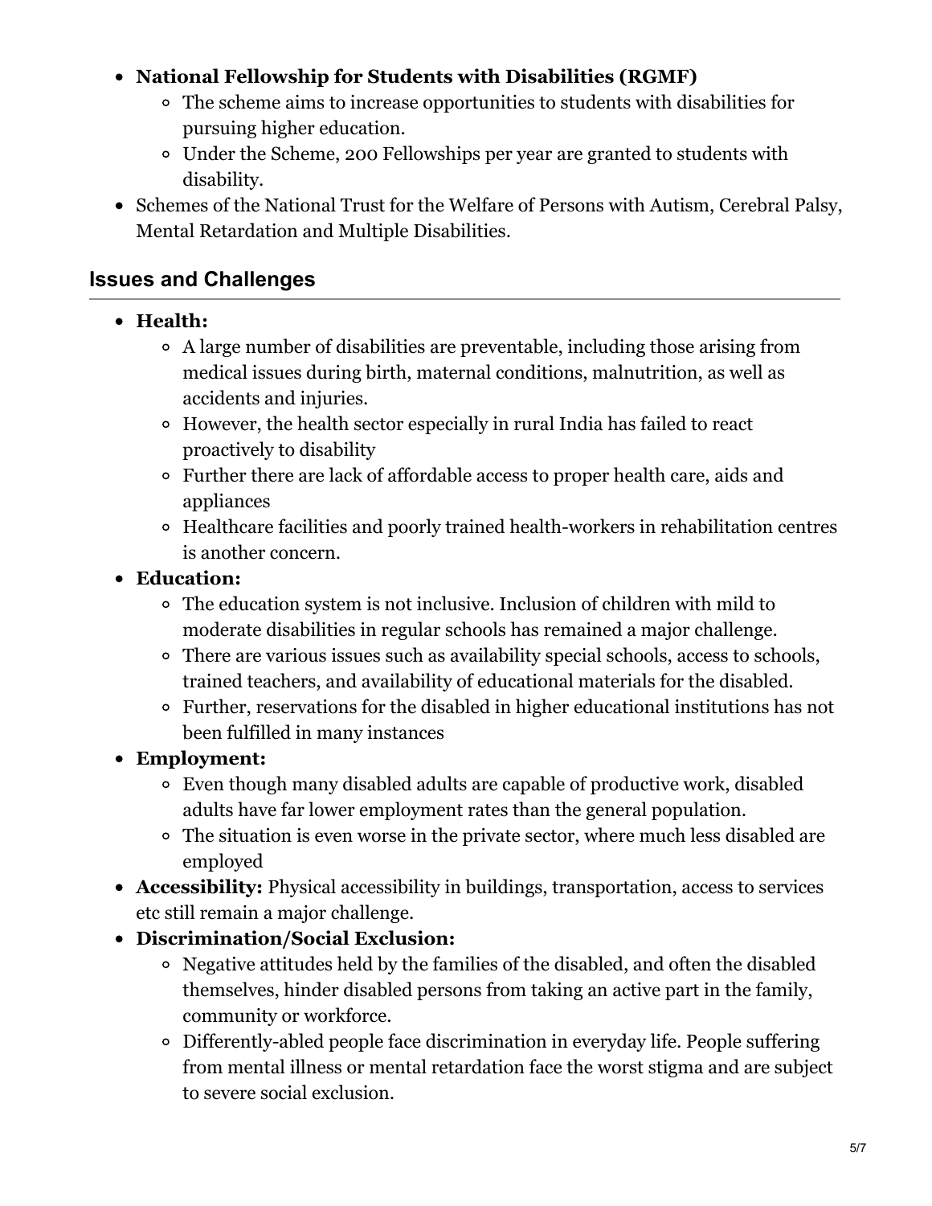- **National Fellowship for Students with Disabilities (RGMF)**
    - The scheme aims to increase opportunities to students with disabilities for pursuing higher education.
    - Under the Scheme, 200 Fellowships per year are granted to students with disability.
- Schemes of the National Trust for the Welfare of Persons with Autism, Cerebral Palsy, Mental Retardation and Multiple Disabilities.

## Issues and Challenges

- **Health:**
    - A large number of disabilities are preventable, including those arising from medical issues during birth, maternal conditions, malnutrition, as well as accidents and injuries.
    - However, the health sector especially in rural India has failed to react proactively to disability
    - Further there are lack of affordable access to proper health care, aids and appliances
    - Healthcare facilities and poorly trained health-workers in rehabilitation centres is another concern.
- **Education:**
    - The education system is not inclusive. Inclusion of children with mild to moderate disabilities in regular schools has remained a major challenge.
    - There are various issues such as availability special schools, access to schools, trained teachers, and availability of educational materials for the disabled.
    - Further, reservations for the disabled in higher educational institutions has not been fulfilled in many instances
- **Employment:**
    - Even though many disabled adults are capable of productive work, disabled adults have far lower employment rates than the general population.
    - The situation is even worse in the private sector, where much less disabled are employed
- **Accessibility:** Physical accessibility in buildings, transportation, access to services etc still remain a major challenge.
- **Discrimination/Social Exclusion:**
    - Negative attitudes held by the families of the disabled, and often the disabled themselves, hinder disabled persons from taking an active part in the family, community or workforce.
    - Differently-abled people face discrimination in everyday life. People suffering from mental illness or mental retardation face the worst stigma and are subject to severe social exclusion.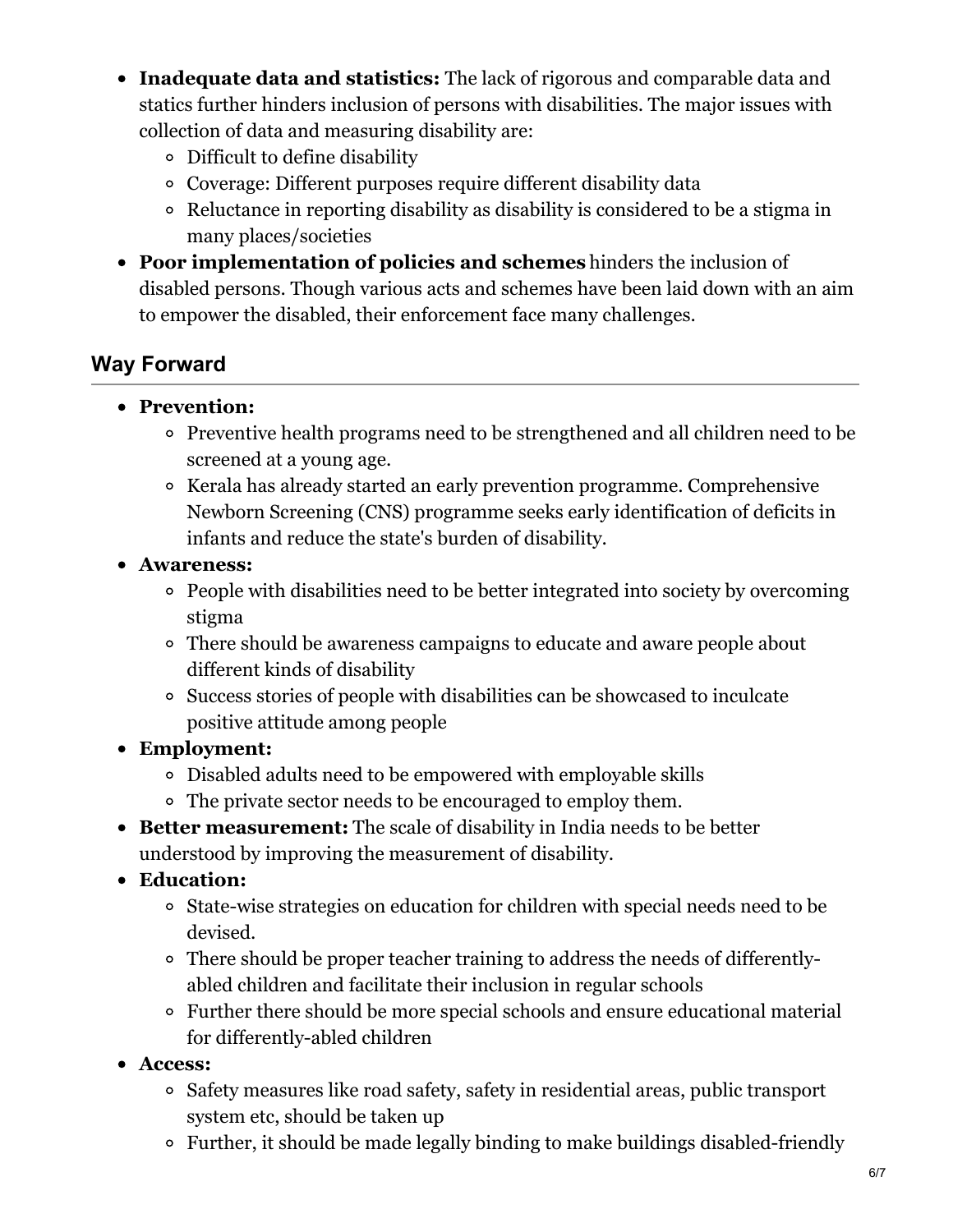- **Inadequate data and statistics:** The lack of rigorous and comparable data and statics further hinders inclusion of persons with disabilities. The major issues with collection of data and measuring disability are:
  - Difficult to define disability
  - Coverage: Different purposes require different disability data
  - Reluctance in reporting disability as disability is considered to be a stigma in many places/societies
- **Poor implementation of policies and schemes** hinders the inclusion of disabled persons. Though various acts and schemes have been laid down with an aim to empower the disabled, their enforcement face many challenges.

## Way Forward

- **Prevention:**
  - Preventive health programs need to be strengthened and all children need to be screened at a young age.
  - Kerala has already started an early prevention programme. Comprehensive Newborn Screening (CNS) programme seeks early identification of deficits in infants and reduce the state's burden of disability.
- **Awareness:**
  - People with disabilities need to be better integrated into society by overcoming stigma
  - There should be awareness campaigns to educate and aware people about different kinds of disability
  - Success stories of people with disabilities can be showcased to inculcate positive attitude among people
- **Employment:**
  - Disabled adults need to be empowered with employable skills
  - The private sector needs to be encouraged to employ them.
- **Better measurement:** The scale of disability in India needs to be better understood by improving the measurement of disability.
- **Education:**
  - State-wise strategies on education for children with special needs need to be devised.
  - There should be proper teacher training to address the needs of differently-abled children and facilitate their inclusion in regular schools
  - Further there should be more special schools and ensure educational material for differently-abled children
- **Access:**
  - Safety measures like road safety, safety in residential areas, public transport system etc, should be taken up
  - Further, it should be made legally binding to make buildings disabled-friendly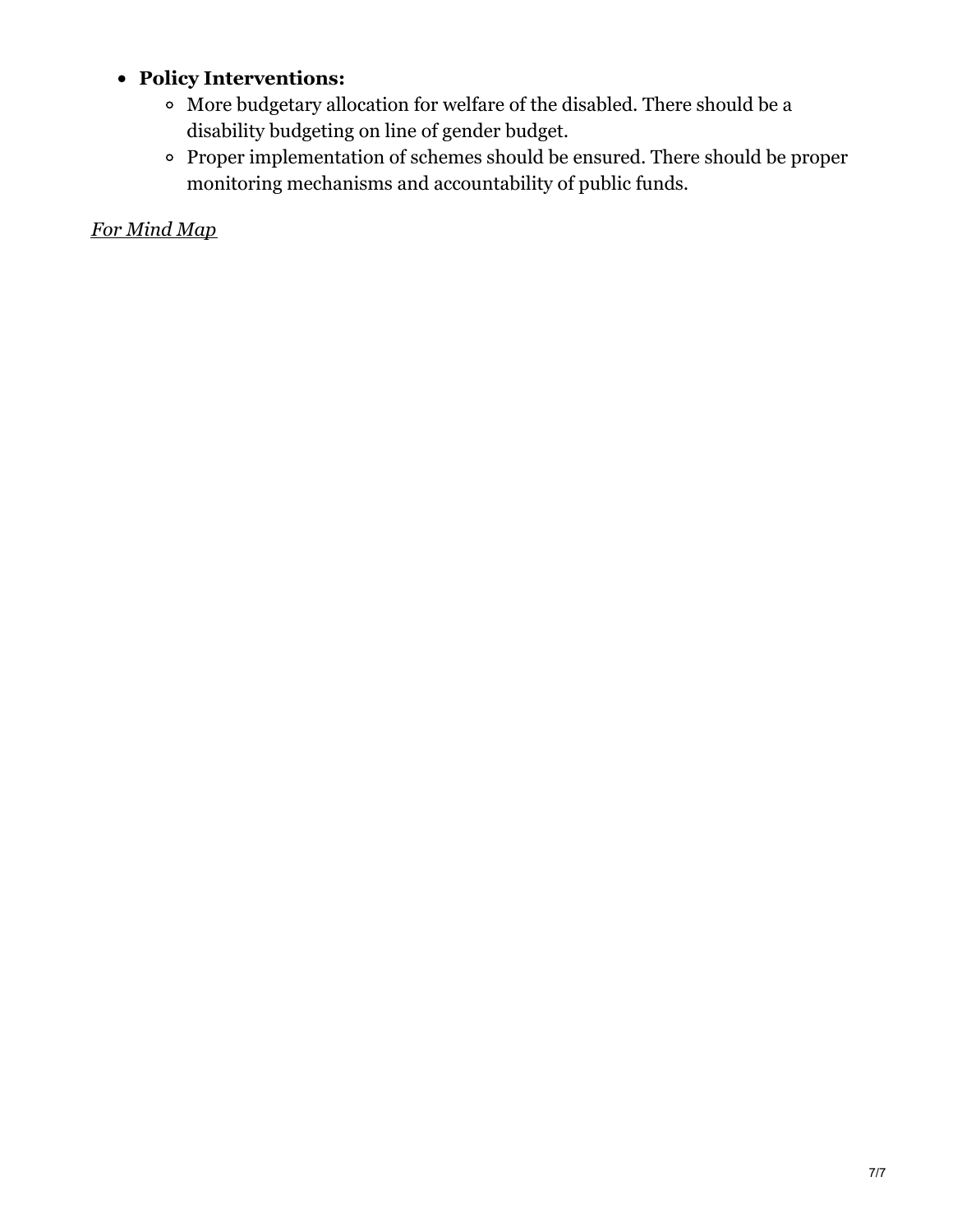- **Policy Interventions:**
    - More budgetary allocation for welfare of the disabled. There should be a disability budgeting on line of gender budget.
    - Proper implementation of schemes should be ensured. There should be proper monitoring mechanisms and accountability of public funds.

*For Mind Map*